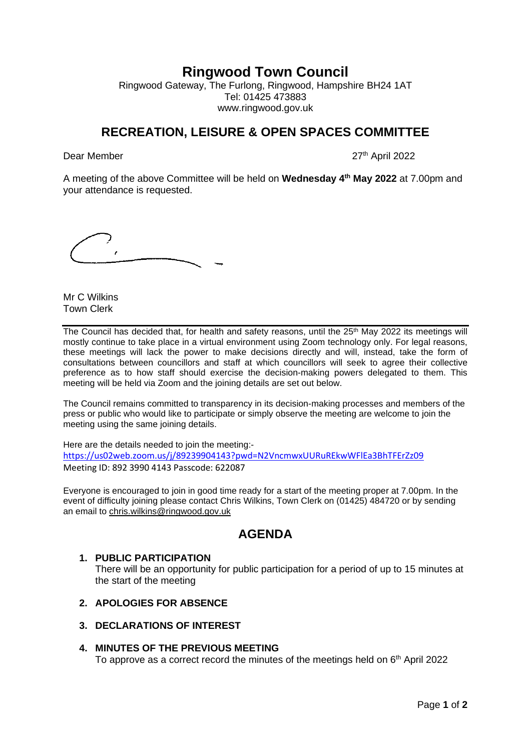# Ringwood Town Council

Ringwood Gateway, The Furlong, Ringwood, Hampshire BH24 1AT
Tel: 01425 473883
www.ringwood.gov.uk

## RECREATION, LEISURE & OPEN SPACES COMMITTEE

Dear Member 27th April 2022

A meeting of the above Committee will be held on **Wednesday 4th May 2022** at 7.00pm and your attendance is requested.

Mr C Wilkins
Town Clerk

---

The Council has decided that, for health and safety reasons, until the 25th May 2022 its meetings will mostly continue to take place in a virtual environment using Zoom technology only. For legal reasons, these meetings will lack the power to make decisions directly and will, instead, take the form of consultations between councillors and staff at which councillors will seek to agree their collective preference as to how staff should exercise the decision-making powers delegated to them. This meeting will be held via Zoom and the joining details are set out below.

The Council remains committed to transparency in its decision-making processes and members of the press or public who would like to participate or simply observe the meeting are welcome to join the meeting using the same joining details.

Here are the details needed to join the meeting:-
https://us02web.zoom.us/j/89239904143?pwd=N2VncmwxUURuREkwWFlEa3BhTFErZz09
Meeting ID: 892 3990 4143 Passcode: 622087

Everyone is encouraged to join in good time ready for a start of the meeting proper at 7.00pm. In the event of difficulty joining please contact Chris Wilkins, Town Clerk on (01425) 484720 or by sending an email to chris.wilkins@ringwood.gov.uk

## AGENDA

1. **PUBLIC PARTICIPATION**
   There will be an opportunity for public participation for a period of up to 15 minutes at the start of the meeting

2. **APOLOGIES FOR ABSENCE**

3. **DECLARATIONS OF INTEREST**

4. **MINUTES OF THE PREVIOUS MEETING**
   To approve as a correct record the minutes of the meetings held on 6th April 2022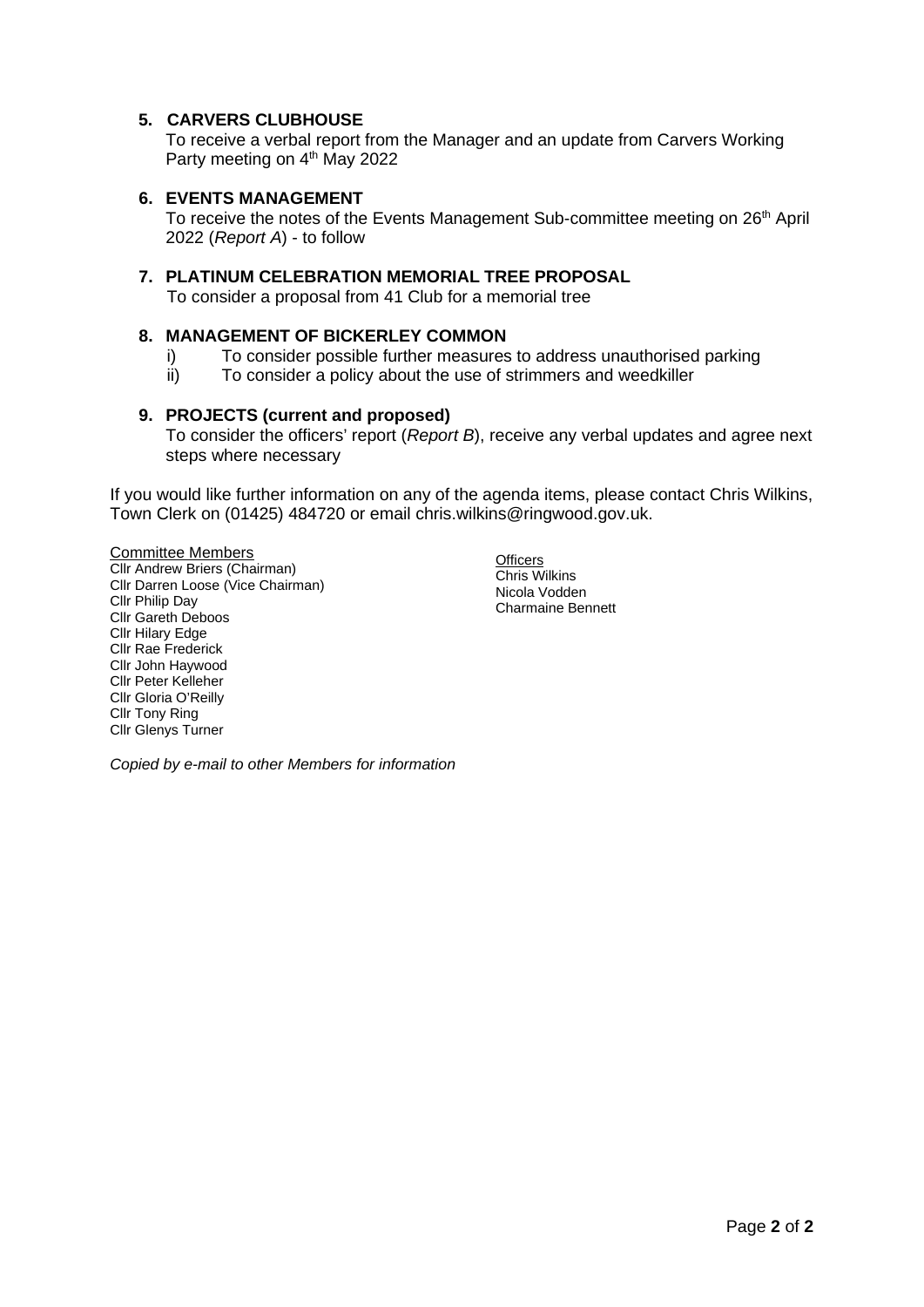## 5. CARVERS CLUBHOUSE

To receive a verbal report from the Manager and an update from Carvers Working Party meeting on 4th May 2022

## 6. EVENTS MANAGEMENT

To receive the notes of the Events Management Sub-committee meeting on 26th April 2022 (*Report A*) - to follow

## 7. PLATINUM CELEBRATION MEMORIAL TREE PROPOSAL

To consider a proposal from 41 Club for a memorial tree

## 8. MANAGEMENT OF BICKERLEY COMMON

i) To consider possible further measures to address unauthorised parking

ii) To consider a policy about the use of strimmers and weedkiller

## 9. PROJECTS (current and proposed)

To consider the officers' report (*Report B*), receive any verbal updates and agree next steps where necessary

If you would like further information on any of the agenda items, please contact Chris Wilkins, Town Clerk on (01425) 484720 or email chris.wilkins@ringwood.gov.uk.

Committee Members
Cllr Andrew Briers (Chairman)
Cllr Darren Loose (Vice Chairman)
Cllr Philip Day
Cllr Gareth Deboos
Cllr Hilary Edge
Cllr Rae Frederick
Cllr John Haywood
Cllr Peter Kelleher
Cllr Gloria O'Reilly
Cllr Tony Ring
Cllr Glenys Turner

Officers
Chris Wilkins
Nicola Vodden
Charmaine Bennett

*Copied by e-mail to other Members for information*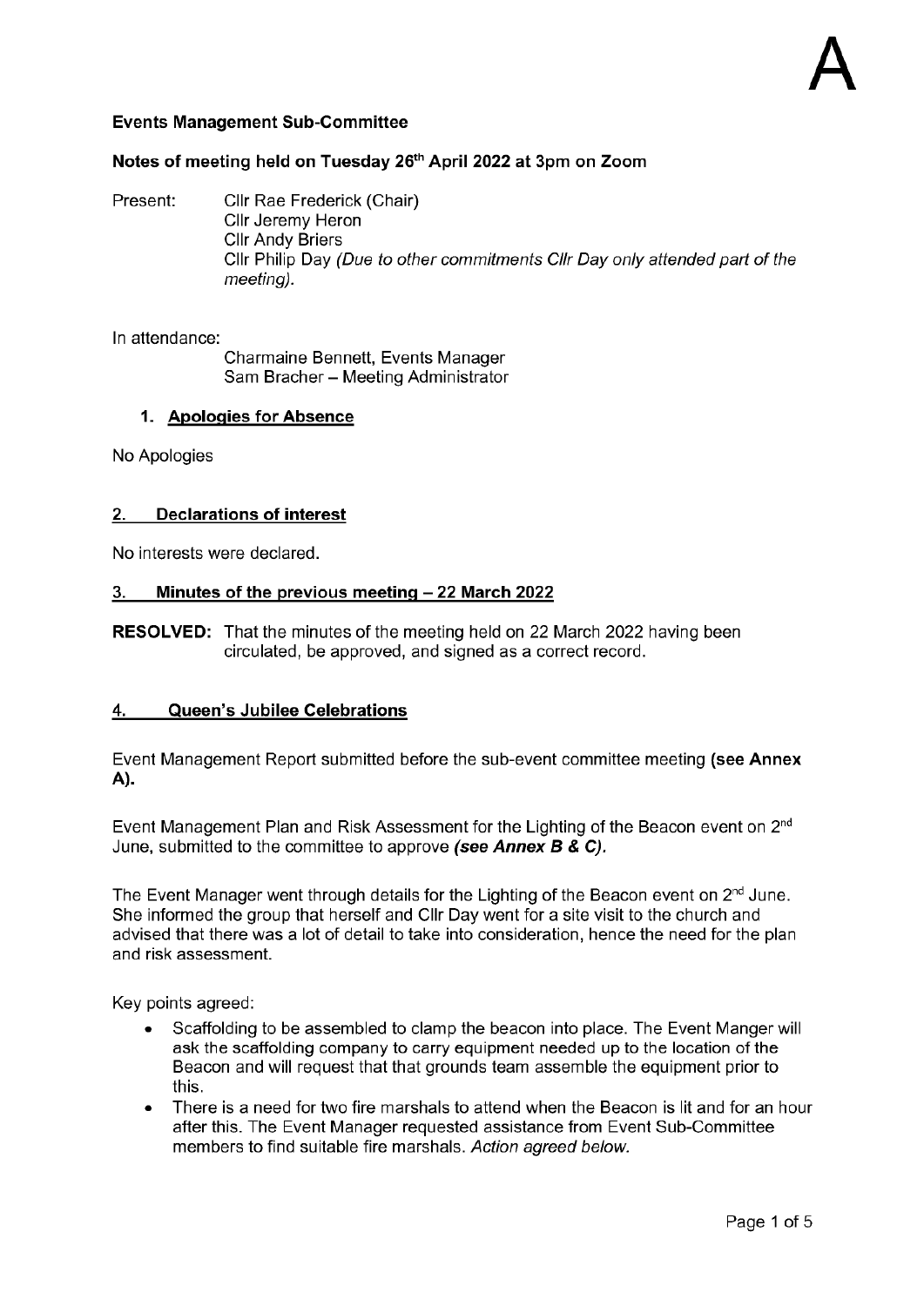A

**Events Management Sub-Committee**

**Notes of meeting held on Tuesday 26th April 2022 at 3pm on Zoom**

Present: Cllr Rae Frederick (Chair)
Cllr Jeremy Heron
Cllr Andy Briers
Cllr Philip Day *(Due to other commitments Cllr Day only attended part of the meeting).*

In attendance:
Charmaine Bennett, Events Manager
Sam Bracher – Meeting Administrator

## 1. Apologies for Absence

No Apologies

## 2. Declarations of interest

No interests were declared.

## 3. Minutes of the previous meeting – 22 March 2022

**RESOLVED:** That the minutes of the meeting held on 22 March 2022 having been circulated, be approved, and signed as a correct record.

## 4. Queen's Jubilee Celebrations

Event Management Report submitted before the sub-event committee meeting **(see Annex A).**

Event Management Plan and Risk Assessment for the Lighting of the Beacon event on 2nd June, submitted to the committee to approve ***(see Annex B & C).***

The Event Manager went through details for the Lighting of the Beacon event on 2nd June. She informed the group that herself and Cllr Day went for a site visit to the church and advised that there was a lot of detail to take into consideration, hence the need for the plan and risk assessment.

Key points agreed:

- Scaffolding to be assembled to clamp the beacon into place. The Event Manger will ask the scaffolding company to carry equipment needed up to the location of the Beacon and will request that that grounds team assemble the equipment prior to this.
- There is a need for two fire marshals to attend when the Beacon is lit and for an hour after this. The Event Manager requested assistance from Event Sub-Committee members to find suitable fire marshals. *Action agreed below.*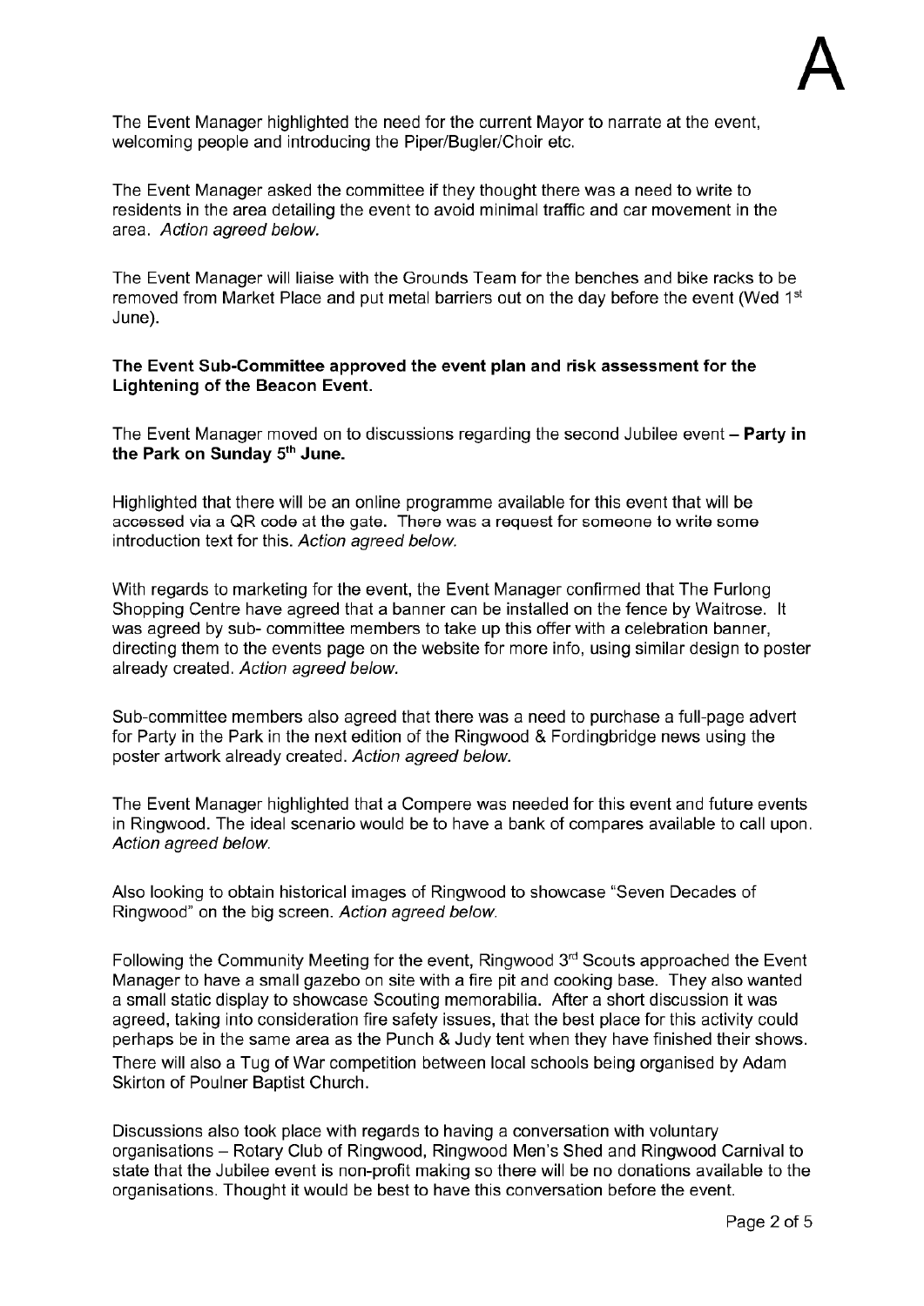A

The Event Manager highlighted the need for the current Mayor to narrate at the event, welcoming people and introducing the Piper/Bugler/Choir etc.

The Event Manager asked the committee if they thought there was a need to write to residents in the area detailing the event to avoid minimal traffic and car movement in the area. *Action agreed below.*

The Event Manager will liaise with the Grounds Team for the benches and bike racks to be removed from Market Place and put metal barriers out on the day before the event (Wed 1st June).

**The Event Sub-Committee approved the event plan and risk assessment for the Lightening of the Beacon Event.**

The Event Manager moved on to discussions regarding the second Jubilee event – **Party in the Park on Sunday 5th June.**

Highlighted that there will be an online programme available for this event that will be accessed via a QR code at the gate. There was a request for someone to write some introduction text for this. *Action agreed below.*

With regards to marketing for the event, the Event Manager confirmed that The Furlong Shopping Centre have agreed that a banner can be installed on the fence by Waitrose. It was agreed by sub- committee members to take up this offer with a celebration banner, directing them to the events page on the website for more info, using similar design to poster already created. *Action agreed below.*

Sub-committee members also agreed that there was a need to purchase a full-page advert for Party in the Park in the next edition of the Ringwood & Fordingbridge news using the poster artwork already created. *Action agreed below.*

The Event Manager highlighted that a Compere was needed for this event and future events in Ringwood. The ideal scenario would be to have a bank of compares available to call upon. *Action agreed below.*

Also looking to obtain historical images of Ringwood to showcase "Seven Decades of Ringwood" on the big screen. *Action agreed below.*

Following the Community Meeting for the event, Ringwood 3rd Scouts approached the Event Manager to have a small gazebo on site with a fire pit and cooking base. They also wanted a small static display to showcase Scouting memorabilia. After a short discussion it was agreed, taking into consideration fire safety issues, that the best place for this activity could perhaps be in the same area as the Punch & Judy tent when they have finished their shows. There will also a Tug of War competition between local schools being organised by Adam Skirton of Poulner Baptist Church.

Discussions also took place with regards to having a conversation with voluntary organisations – Rotary Club of Ringwood, Ringwood Men's Shed and Ringwood Carnival to state that the Jubilee event is non-profit making so there will be no donations available to the organisations. Thought it would be best to have this conversation before the event.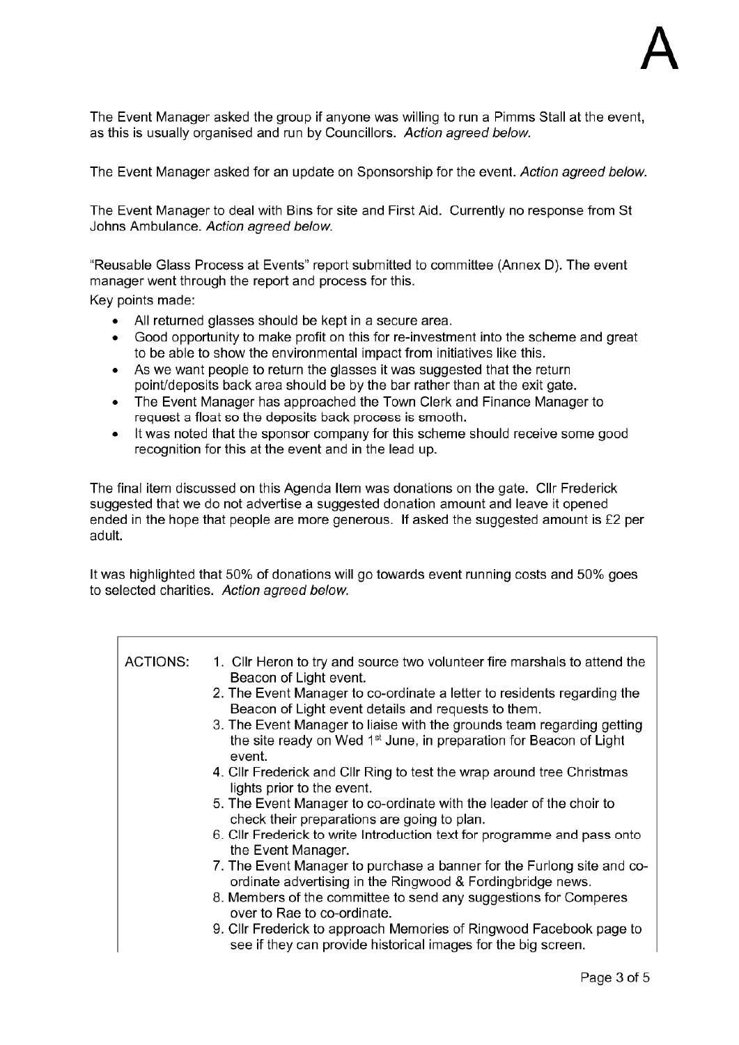The Event Manager asked the group if anyone was willing to run a Pimms Stall at the event, as this is usually organised and run by Councillors. *Action agreed below.*

The Event Manager asked for an update on Sponsorship for the event. *Action agreed below.*

The Event Manager to deal with Bins for site and First Aid. Currently no response from St Johns Ambulance. *Action agreed below.*

"Reusable Glass Process at Events" report submitted to committee (Annex D). The event manager went through the report and process for this.

Key points made:

- All returned glasses should be kept in a secure area.
- Good opportunity to make profit on this for re-investment into the scheme and great to be able to show the environmental impact from initiatives like this.
- As we want people to return the glasses it was suggested that the return point/deposits back area should be by the bar rather than at the exit gate.
- The Event Manager has approached the Town Clerk and Finance Manager to request a float so the deposits back process is smooth.
- It was noted that the sponsor company for this scheme should receive some good recognition for this at the event and in the lead up.

The final item discussed on this Agenda Item was donations on the gate. Cllr Frederick suggested that we do not advertise a suggested donation amount and leave it opened ended in the hope that people are more generous. If asked the suggested amount is £2 per adult.

It was highlighted that 50% of donations will go towards event running costs and 50% goes to selected charities. *Action agreed below.*

ACTIONS:

1. Cllr Heron to try and source two volunteer fire marshals to attend the Beacon of Light event.
2. The Event Manager to co-ordinate a letter to residents regarding the Beacon of Light event details and requests to them.
3. The Event Manager to liaise with the grounds team regarding getting the site ready on Wed 1st June, in preparation for Beacon of Light event.
4. Cllr Frederick and Cllr Ring to test the wrap around tree Christmas lights prior to the event.
5. The Event Manager to co-ordinate with the leader of the choir to check their preparations are going to plan.
6. Cllr Frederick to write Introduction text for programme and pass onto the Event Manager.
7. The Event Manager to purchase a banner for the Furlong site and co-ordinate advertising in the Ringwood & Fordingbridge news.
8. Members of the committee to send any suggestions for Comperes over to Rae to co-ordinate.
9. Cllr Frederick to approach Memories of Ringwood Facebook page to see if they can provide historical images for the big screen.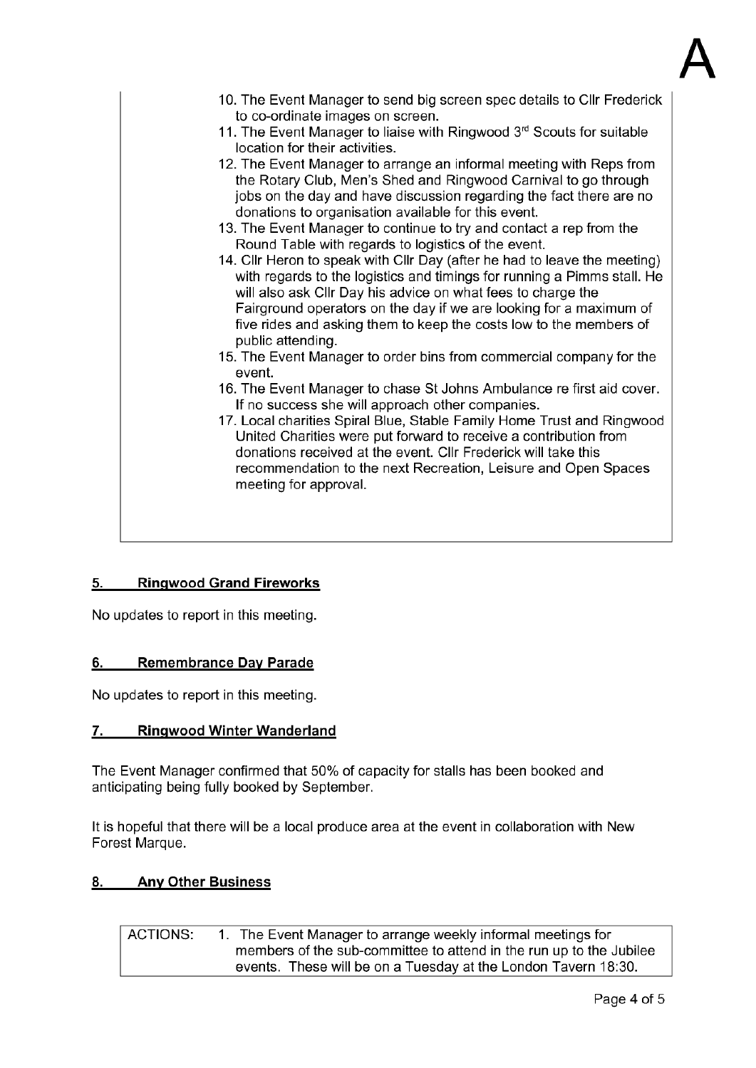A

10. The Event Manager to send big screen spec details to Cllr Frederick to co-ordinate images on screen.
11. The Event Manager to liaise with Ringwood 3rd Scouts for suitable location for their activities.
12. The Event Manager to arrange an informal meeting with Reps from the Rotary Club, Men's Shed and Ringwood Carnival to go through jobs on the day and have discussion regarding the fact there are no donations to organisation available for this event.
13. The Event Manager to continue to try and contact a rep from the Round Table with regards to logistics of the event.
14. Cllr Heron to speak with Cllr Day (after he had to leave the meeting) with regards to the logistics and timings for running a Pimms stall. He will also ask Cllr Day his advice on what fees to charge the Fairground operators on the day if we are looking for a maximum of five rides and asking them to keep the costs low to the members of public attending.
15. The Event Manager to order bins from commercial company for the event.
16. The Event Manager to chase St Johns Ambulance re first aid cover. If no success she will approach other companies.
17. Local charities Spiral Blue, Stable Family Home Trust and Ringwood United Charities were put forward to receive a contribution from donations received at the event. Cllr Frederick will take this recommendation to the next Recreation, Leisure and Open Spaces meeting for approval.

## 5. Ringwood Grand Fireworks

No updates to report in this meeting.

## 6. Remembrance Day Parade

No updates to report in this meeting.

## 7. Ringwood Winter Wanderland

The Event Manager confirmed that 50% of capacity for stalls has been booked and anticipating being fully booked by September.

It is hopeful that there will be a local produce area at the event in collaboration with New Forest Marque.

## 8. Any Other Business

| ACTIONS: | 1. The Event Manager to arrange weekly informal meetings for members of the sub-committee to attend in the run up to the Jubilee events. These will be on a Tuesday at the London Tavern 18:30. |
|---|---|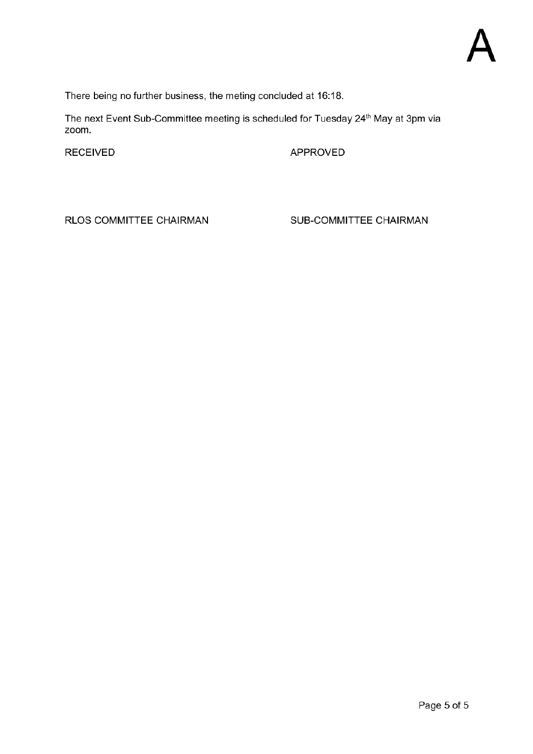# A

There being no further business, the meting concluded at 16:18.

The next Event Sub-Committee meeting is scheduled for Tuesday 24th May at 3pm via zoom.

RECEIVED                                                  APPROVED

RLOS COMMITTEE CHAIRMAN                          SUB-COMMITTEE CHAIRMAN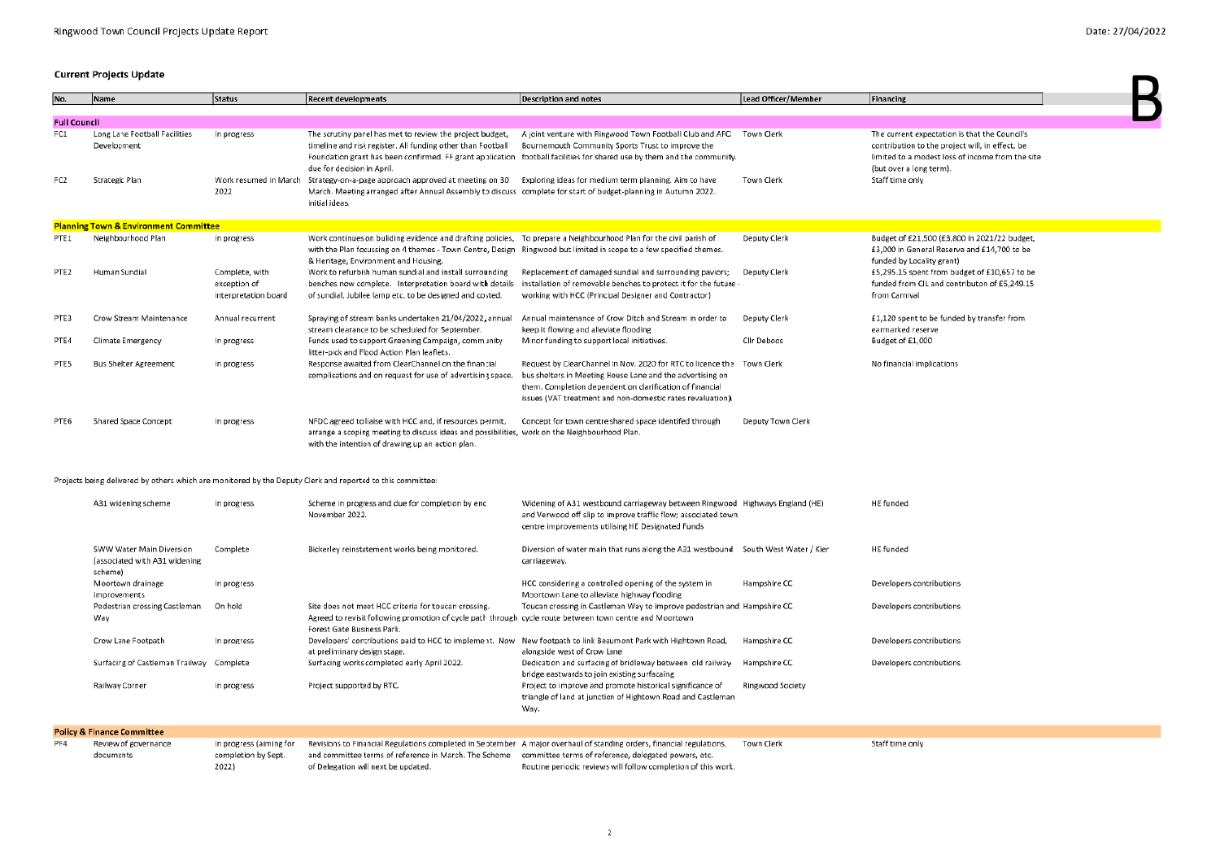Ringwood Town Council Projects Update Report

Date: 27/04/2022

B

## Current Projects Update

| No. | Name | Status | Recent developments | Description and notes | Lead Officer/Member | Financing |
|---|---|---|---|---|---|---|
| **Full Council** | | | | | | |
| FC1 | Long Lane Football Facilities Development | In progress | The scrutiny panel has met to review the project budget, timeline and risk register. All funding other than Football Foundation grant has been confirmed. FF grant application due for decision in April. | A joint venture with Ringwood Town Football Club and AFC Bournemouth Community Sports Trust to improve the football facilities for shared use by them and the community. | Town Clerk | The current expectation is that the Council's contribution to the project will, in effect, be limited to a modest loss of income from the site (but over a long term). |
| FC2 | Strategic Plan | Work resumed in March 2022 | Strategy-on-a-page approach approved at meeting on 30 March. Meeting arranged after Annual Assembly to discuss initial ideas. | Exploring ideas for medium term planning. Aim to have complete for start of budget-planning in Autumn 2022. | Town Clerk | Staff time only |
| **Planning Town & Environment Committee** | | | | | | |
| PTE1 | Neighbourhood Plan | In progress | Work continues on building evidence and drafting policies, with the Plan focussing on 4 themes - Town Centre, Design & Heritage, Environment and Housing. | To prepare a Neighbourhood Plan for the civil parish of Ringwood but limited in scope to a few specified themes. | Deputy Clerk | Budget of £21,500 (£3,800 in 2021/22 budget, £3,000 in General Reserve and £14,700 to be funded by Locality grant) |
| PTE2 | Human Sundial | Complete, with exception of interpretation board | Work to refurbish human sundial and install surrounding benches now complete. Interpretation board with details of sundial, Jubilee lamp etc. to be designed and costed. | Replacement of damaged sundial and surrounding paviors; installation of removable benches to protect it for the future - working with HCC (Principal Designer and Contractor) | Deputy Clerk | £5,295.15 spent from budget of £10,657 to be funded from CIL and contributon of £5,249.15 from Carnival |
| PTE3 | Crow Stream Maintenance | Annual recurrent | Spraying of stream banks undertaken 21/04/2022, annual stream clearance to be scheduled for September. | Annual maintenance of Crow Ditch and Stream in order to keep it flowing and alleviate flooding | Deputy Clerk | £1,120 spent to be funded by transfer from earmarked reserve |
| PTE4 | Climate Emergency | In progress | Funds used to support Greening Campaign, community litter-pick and Flood Action Plan leaflets. | Minor funding to support local initiatives. | Cllr Deboos | Budget of £1,000 |
| PTE5 | Bus Shelter Agreement | In progress | Response awaited from ClearChannel on the financial complications and on request for use of advertising space. | Request by ClearChannel in Nov. 2020 for RTC to licence the bus shelters in Meeting House Lane and the advertising on them. Completion dependent on clarification of financial issues (VAT treatment and non-domestic rates revaluation). | Town Clerk | No financial implications |
| PTE6 | Shared Space Concept | In progress | NFDC agreed to liaise with HCC and, if resources permit, arrange a scoping meeting to discuss ideas and possibilities, with the intention of drawing up an action plan. | Concept for town centre shared space identifed through work on the Neighbourhood Plan. | Deputy Town Clerk | |

Projects being delivered by others which are monitored by the Deputy Clerk and reported to this committee:

| Name | Status | Recent developments | Description and notes | Lead Officer/Member | Financing |
|---|---|---|---|---|---|
| A31 widening scheme | In progress | Scheme in progress and due for completion by end November 2022. | Widening of A31 westbound carriageway between Ringwood and Verwood off slip to improve traffic flow; associated town centre improvements utilising HE Designated Funds | Highways England (HE) | HE funded |
| SWW Water Main Diversion (associated with A31 widening scheme) | Complete | Bickerley reinstatement works being monitored. | Diversion of water main that runs along the A31 westbound carriageway. | South West Water / Kier | HE funded |
| Moortown drainage improvements | In progress | | HCC considering a controlled opening of the system in Moortown Lane to alleviate highway flooding | Hampshire CC | Developers contributions |
| Pedestrian crossing Castleman Way | On hold | Site does not meet HCC criteria for toucan crossing. Agreed to revisit following promotion of cycle path through Forest Gate Business Park. | Toucan crossing in Castleman Way to improve pedestrian and cycle route between town centre and Moortown | Hampshire CC | Developers contributions |
| Crow Lane Footpath | In progress | Developers' contributions paid to HCC to implement. Now at preliminary design stage. | New footpath to link Beaumont Park with Hightown Road, alongside west of Crow Lane | Hampshire CC | Developers contributions |
| Surfacing of Castleman Trailway | Complete | Surfacing works completed early April 2022. | Dedication and surfacing of bridleway between old railway bridge eastwards to join existing surfaceing | Hampshire CC | Developers contributions |
| Railway Corner | In progress | Project supported by RTC. | Project to improve and promote historical significance of triangle of land at junction of Hightown Road and Castleman Way. | Ringwood Society | |

| No. | Name | Status | Recent developments | Description and notes | Lead Officer/Member | Financing |
|---|---|---|---|---|---|---|
| **Policy & Finance Committee** | | | | | | |
| PF4 | Review of governance documents | In progress (aiming for completion by Sept. 2022) | Revisions to Financial Regulations completed in September and committee terms of reference in March. The Scheme of Delegation will next be updated. | A major overhaul of standing orders, financial regulations, committee terms of reference, delegated powers, etc. Routine periodic reviews will follow completion of this work. | Town Clerk | Staff time only |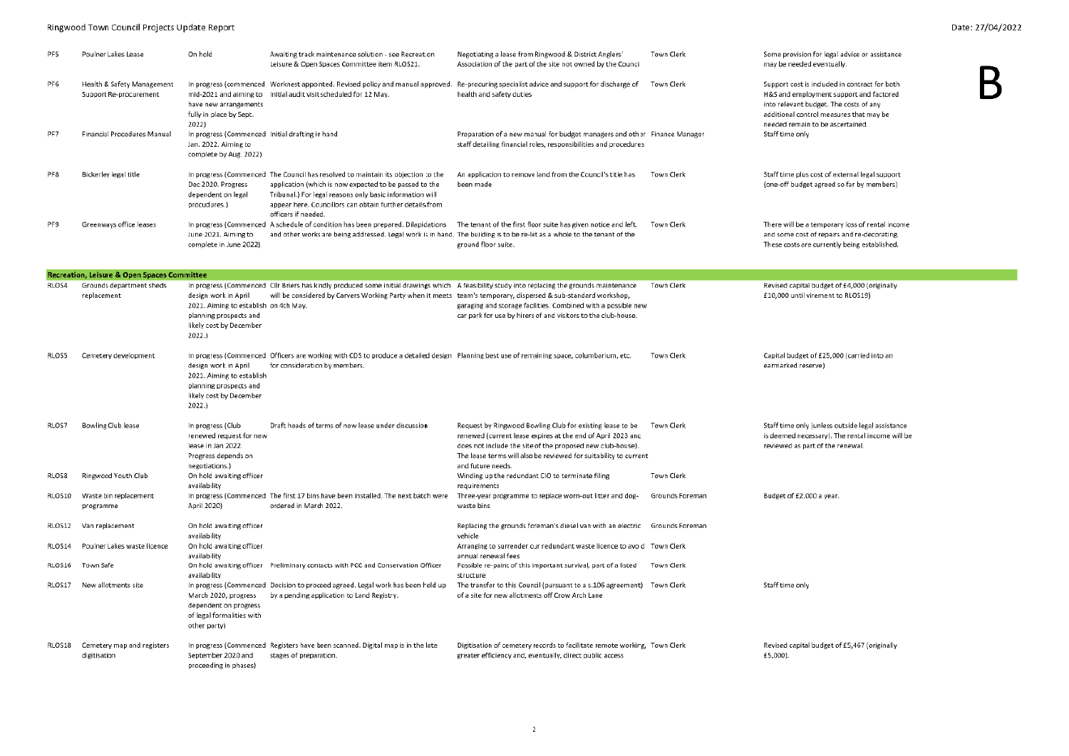| | | | | | | |
|---|---|---|---|---|---|---|
| PF5 | Poulner Lakes Lease | On hold | Awaiting track maintenance solution - see Recreation Leisure & Open Spaces Committee item RLOS21. | Negotiating a lease from Ringwood & District Anglers' Association of the part of the site not owned by the Council | Town Clerk | Some provision for legal advice or assistance may be needed eventually. |
| PF6 | Health & Safety Management Support Re-procurement | In progress (commenced mid-2021 and aiming to have new arrangements fully in place by Sept. 2022) | Worknest appointed. Revised policy and manual approved. Initial audit visit scheduled for 12 May. | Re-procuring specialist advice and support for discharge of health and safety duties | Town Clerk | Support cost is included in contract for both H&S and employment support and factored into relevant budget. The costs of any additional control measures that may be needed remain to be ascertained. |
| PF7 | Financial Procedures Manual | In progress (Commenced Jan. 2022. Aiming to complete by Aug. 2022) | Initial drafting in hand | Preparation of a new manual for budget managers and other staff detailing financial roles, responsibilities and procedures | Finance Manager | Staff time only |
| PF8 | Bickerley legal title | In progress (Commenced Dec 2020. Progress dependent on legal procedures.) | The Council has resolved to maintain its objection to the application (which is now expected to be passed to the Tribunal.) For legal reasons only basic information will appear here. Councillors can obtain further details from officers if needed. | An application to remove land from the Council's title has been made | Town Clerk | Staff time plus cost of external legal support (one-off budget agreed so far by members) |
| PF9 | Greenways office leases | In progress (Commenced June 2021. Aiming to complete in June 2022) | A schedule of condition has been prepared. Dilapidations and other works are being addressed. Legal work is in hand. | The tenant of the first floor suite has given notice and left. The building is to be re-let as a whole to the tenant of the ground floor suite. | Town Clerk | There will be a temporary loss of rental income and some cost of repairs and re-decorating. These costs are currently being established. |
| **Recreation, Leisure & Open Spaces Committee** | | | | | | |
| RLOS4 | Grounds department sheds replacement | In progress (Commenced design work in April 2021. Aiming to establish planning prospects and likely cost by December 2022.) | Cllr Briers has kindly produced some initial drawings which will be considered by Carvers Working Party when it meets on 4th May. | A feasibility study into replacing the grounds maintenance team's temporary, dispersed & sub-standard workshop, garaging and storage facilities. Combined with a possible new car park for use by hirers of and visitors to the club-house. | Town Clerk | Revised capital budget of £4,000 (originally £10,000 until virement to RLOS19) |
| RLOS5 | Cemetery development | In progress (Commenced design work in April 2021. Aiming to establish planning prospects and likely cost by December 2022.) | Officers are working with CDS to produce a detailed design for consideration by members. | Planning best use of remaining space, columbarium, etc. | Town Clerk | Capital budget of £25,000 (carried into an earmarked reserve) |
| RLOS7 | Bowling Club lease | In progress (Club renewed request for new lease in Jan 2022. Progress depends on negotiations.) | Draft heads of terms of new lease under discussion | Request by Ringwood Bowling Club for existing lease to be renewed (current lease expires at the end of April 2023 and does not include the site of the proposed new club-house). The lease terms will also be reviewed for suitability to current and future needs. | Town Clerk | Staff time only (unless outside legal assistance is deemed necessary). The rental income will be reviewed as part of the renewal. |
| RLOS8 | Ringwood Youth Club | On hold awaiting officer availability | | Winding up the redundant CIO to terminate filing requirements | Town Clerk | |
| RLOS10 | Waste bin replacement programme | In progress (Commenced April 2020) | The first 17 bins have been installed. The next batch were ordered in March 2022. | Three-year programme to replace worn-out litter and dog-waste bins | Grounds Foreman | Budget of £2,000 a year. |
| RLOS12 | Van replacement | On hold awaiting officer availability | | Replacing the grounds foreman's diesel van with an electric vehicle | Grounds Foreman | |
| RLOS14 | Poulner Lakes waste licence | On hold awaiting officer availability | | Arranging to surrender our redundant waste licence to avoid annual renewal fees | Town Clerk | |
| RLOS16 | Town Safe | On hold awaiting officer availability | Preliminary contacts with PCC and Conservation Officer | Possible re-paint of this important survival, part of a listed structure | Town Clerk | |
| RLOS17 | New allotments site | In progress (Commenced March 2020, progress dependent on progress of legal formalities with other party) | Decision to proceed agreed. Legal work has been held up by a pending application to Land Registry. | The transfer to this Council (pursuant to a s.106 agreement) of a site for new allotments off Crow Arch Lane | Town Clerk | Staff time only |
| RLOS18 | Cemetery map and registers digitisation | In progress (Commenced September 2020 and proceeding in phases) | Registers have been scanned. Digital map is in the late stages of preparation. | Digitisation of cemetery records to facilitate remote working, greater efficiency and, eventually, direct public access | Town Clerk | Revised capital budget of £5,467 (originally £5,000). |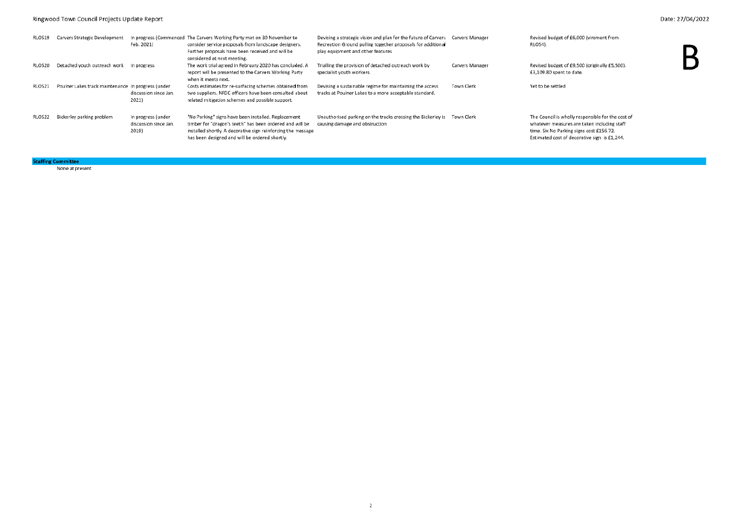| | | | | | | |
|---|---|---|---|---|---|---|
| RLOS19 | Carvers Strategic Development | In progress (Commenced Feb. 2021) | The Carvers Working Party met on 30 November to consider service proposals from landscape designers. Further proposals have been received and will be considered at next meeting. | Devising a strategic vision and plan for the future of Carvers Recreation Ground pulling together proposals for additional play equipment and other features | Carvers Manager | Revised budget of £6,000 (virement from RLOS4). |
| RLOS20 | Detached youth outreach work | In progress | The work trial agreed in February 2020 has concluded. A report will be presented to the Carvers Working Party when it meets next. | Trialling the provision of detached outreach work by specialist youth workers. | Carvers Manager | Revised budget of £9,500 (originally £5,500). £3,109.80 spent to date. |
| RLOS21 | Poulner Lakes track maintenance | In progress (under discussion since Jan. 2021) | Costs estimates for re-surfacing schemes obtained from two suppliers. NFDC officers have been consulted about related mitigation schemes and possible support. | Devising a sustainable regime for maintaining the access tracks at Poulner Lakes to a more acceptable standard. | Town Clerk | Yet to be settled |
| RLOS22 | Bickerley parking problem | In progress (under discussion since Jan. 2019) | "No Parking" signs have been installed. Replacement timber for "dragon's teeth" has been ordered and will be installed shortly. A decorative sign reinforcing the message has been designed and will be ordered shortly. | Unauthorised parking on the tracks crossing the Bickerley is causing damage and obstruction | Town Clerk | The Council is wholly responsible for the cost of whatever measures are taken including staff time. Six No Parking signs cost £156.72. Estimated cost of decorative sign is £1,244. |

**Staffing Committee**

None at present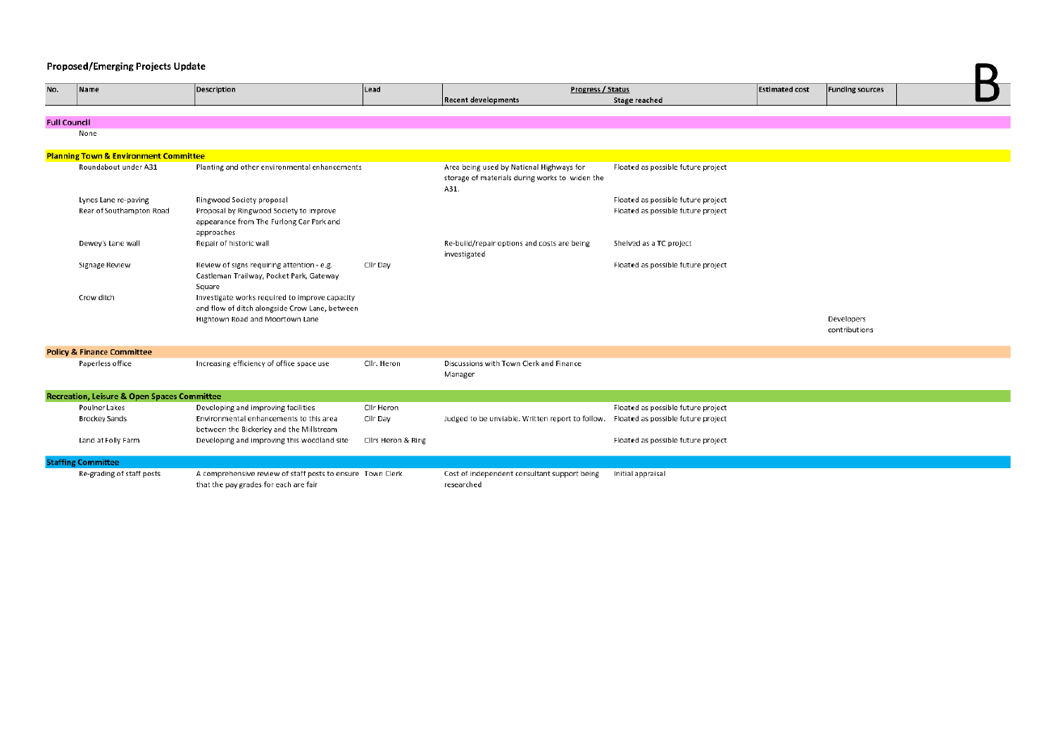## Proposed/Emerging Projects Update

B

| No. | Name | Description | Lead | Progress / Status | | Estimated cost | Funding sources | |
|---|---|---|---|---|---|---|---|---|
| | | | | Recent developments | Stage reached | | | |
| **Full Council** | | | | | | | | |
| | None | | | | | | | |
| **Planning Town & Environment Committee** | | | | | | | | |
| | Roundabout under A31 | Planting and other environmental enhancements | | Area being used by National Highways for storage of materials during works to widen the A31. | Floated as possible future project | | | |
| | Lynes Lane re-paving | Ringwood Society proposal | | | Floated as possible future project | | | |
| | Rear of Southampton Road | Proposal by Ringwood Society to improve appearance from The Furlong Car Park and approaches | | | Floated as possible future project | | | |
| | Dewey's Lane wall | Repair of historic wall | | Re-build/repair options and costs are being investigated | Shelved as a TC project | | | |
| | Signage Review | Review of signs requiring attention - e.g. Castleman Trailway, Pocket Park, Gateway Square | Cllr Day | | Floated as possible future project | | | |
| | Crow ditch | Investigate works required to improve capacity and flow of ditch alongside Crow Lane, between Hightown Road and Moortown Lane | | | | | Developers contributions | |
| **Policy & Finance Committee** | | | | | | | | |
| | Paperless office | Increasing efficiency of office space use | Cllr. Heron | Discussions with Town Clerk and Finance Manager | | | | |
| **Recreation, Leisure & Open Spaces Committee** | | | | | | | | |
| | Poulner Lakes | Developing and improving facilities | Cllr Heron | | Floated as possible future project | | | |
| | Brockey Sands | Environmental enhancements to this area between the Bickerley and the Millstream | Cllr Day | Judged to be unviable. Written report to follow. | Floated as possible future project | | | |
| | Land at Folly Farm | Developing and improving this woodland site | Cllrs Heron & Ring | | Floated as possible future project | | | |
| **Staffing Committee** | | | | | | | | |
| | Re-grading of staff posts | A comprehensive review of staff posts to ensure that the pay grades for each are fair | Town Clerk | Cost of independent consultant support being researched | Initial appraisal | | | |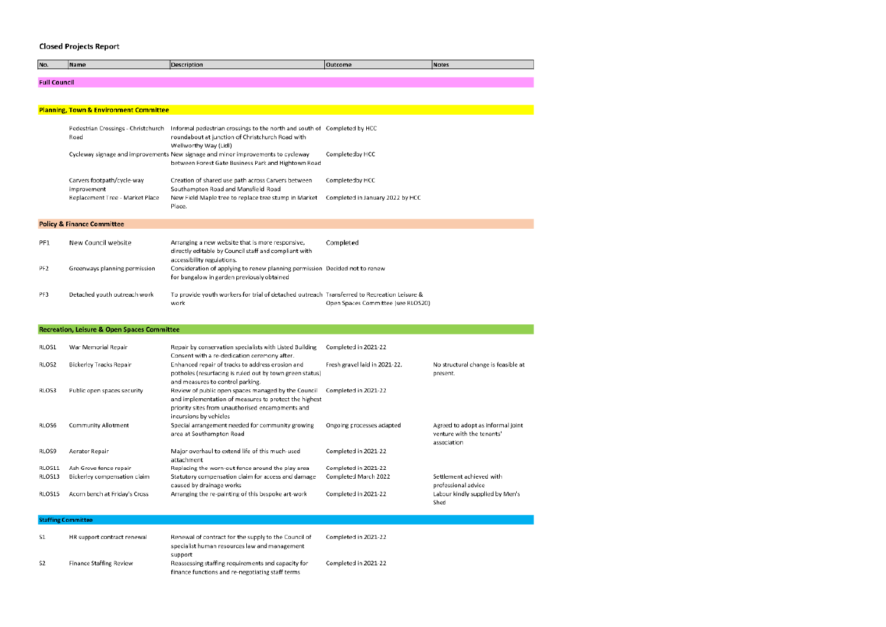# Closed Projects Report

| No. | Name | Description | Outcome | Notes |
|---|---|---|---|---|
| **Full Council** | | | | |
| **Planning, Town & Environment Committee** | | | | |
| | Pedestrian Crossings - Christchurch Road | Informal pedestrian crossings to the north and south of roundabout at junction of Christchurch Road with Wellworthy Way (Lidl) | Completed by HCC | |
| | Cycleway signage and improvements | New signage and minor improvements to cycleway between Forest Gate Business Park and Hightown Road | Completedby HCC | |
| | Carvers footpath/cycle-way improvement | Creation of shared use path across Carvers between Southampton Road and Mansfield Road | Completedby HCC | |
| | Replacement Tree - Market Place | New Field Maple tree to replace tree stump in Market Place. | Completed in January 2022 by HCC | |
| **Policy & Finance Committee** | | | | |
| PF1 | New Council website | Arranging a new website that is more responsive, directly editable by Council staff and compliant with accessibility regulations. | Completed | |
| PF2 | Greenways planning permission | Consideration of applying to renew planning permission for bungalow in garden previously obtained | Decided not to renew | |
| PF3 | Detached youth outreach work | To provide youth workers for trial of detached outreach work | Transferred to Recreation Leisure & Open Spaces Committee (see RLOS20) | |
| **Recreation, Leisure & Open Spaces Committee** | | | | |
| RLOS1 | War Memorial Repair | Repair by conservation specialists with Listed Building Consent with a re-dedication ceremony after. | Completed in 2021-22 | |
| RLOS2 | Bickerley Tracks Repair | Enhanced repair of tracks to address erosion and potholes (resurfacing is ruled out by town green status) and measures to control parking. | Fresh gravel laid in 2021-22. | No structural change is feasible at present. |
| RLOS3 | Public open spaces security | Review of public open spaces managed by the Council and implementation of measures to protect the highest priority sites from unauthorised encampments and incursions by vehicles | Completed in 2021-22 | |
| RLOS6 | Community Allotment | Special arrangement needed for community growing area at Southampton Road | Ongoing processes adapted | Agreed to adopt as informal joint venture with the tenants' association |
| RLOS9 | Aerator Repair | Major overhaul to extend life of this much-used attachment | Completed in 2021-22 | |
| RLOS11 | Ash Grove fence repair | Replacing the worn-out fence around the play area | Completed in 2021-22 | |
| RLOS13 | Bickerley compensation claim | Statutory compensation claim for access and damage caused by drainage works | Completed March 2022 | Settlement achieved with professional advice |
| RLOS15 | Acorn bench at Friday's Cross | Arranging the re-painting of this bespoke art-work | Completed in 2021-22 | Labour kindly supplied by Men's Shed |
| **Staffing Committee** | | | | |
| S1 | HR support contract renewal | Renewal of contract for the supply to the Council of specialist human resources law and management support | Completed in 2021-22 | |
| S2 | Finance Staffing Review | Reassessing staffing requirements and capacity for finance functions and re-negotiating staff terms | Completed in 2021-22 | |